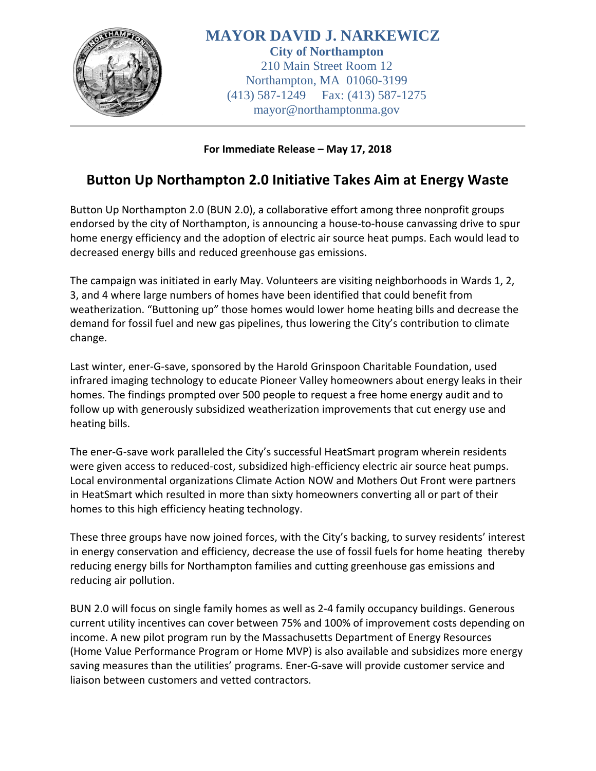**MAYOR DAVID J. NARKEWICZ**
**City of Northampton**
210 Main Street Room 12
Northampton, MA 01060-3199
(413) 587-1249 Fax: (413) 587-1275
mayor@northamptonma.gov

**For Immediate Release – May 17, 2018**

# Button Up Northampton 2.0 Initiative Takes Aim at Energy Waste

Button Up Northampton 2.0 (BUN 2.0), a collaborative effort among three nonprofit groups endorsed by the city of Northampton, is announcing a house-to-house canvassing drive to spur home energy efficiency and the adoption of electric air source heat pumps. Each would lead to decreased energy bills and reduced greenhouse gas emissions.

The campaign was initiated in early May. Volunteers are visiting neighborhoods in Wards 1, 2, 3, and 4 where large numbers of homes have been identified that could benefit from weatherization. "Buttoning up" those homes would lower home heating bills and decrease the demand for fossil fuel and new gas pipelines, thus lowering the City's contribution to climate change.

Last winter, ener-G-save, sponsored by the Harold Grinspoon Charitable Foundation, used infrared imaging technology to educate Pioneer Valley homeowners about energy leaks in their homes. The findings prompted over 500 people to request a free home energy audit and to follow up with generously subsidized weatherization improvements that cut energy use and heating bills.

The ener-G-save work paralleled the City's successful HeatSmart program wherein residents were given access to reduced-cost, subsidized high-efficiency electric air source heat pumps. Local environmental organizations Climate Action NOW and Mothers Out Front were partners in HeatSmart which resulted in more than sixty homeowners converting all or part of their homes to this high efficiency heating technology.

These three groups have now joined forces, with the City's backing, to survey residents' interest in energy conservation and efficiency, decrease the use of fossil fuels for home heating thereby reducing energy bills for Northampton families and cutting greenhouse gas emissions and reducing air pollution.

BUN 2.0 will focus on single family homes as well as 2-4 family occupancy buildings. Generous current utility incentives can cover between 75% and 100% of improvement costs depending on income. A new pilot program run by the Massachusetts Department of Energy Resources (Home Value Performance Program or Home MVP) is also available and subsidizes more energy saving measures than the utilities' programs. Ener-G-save will provide customer service and liaison between customers and vetted contractors.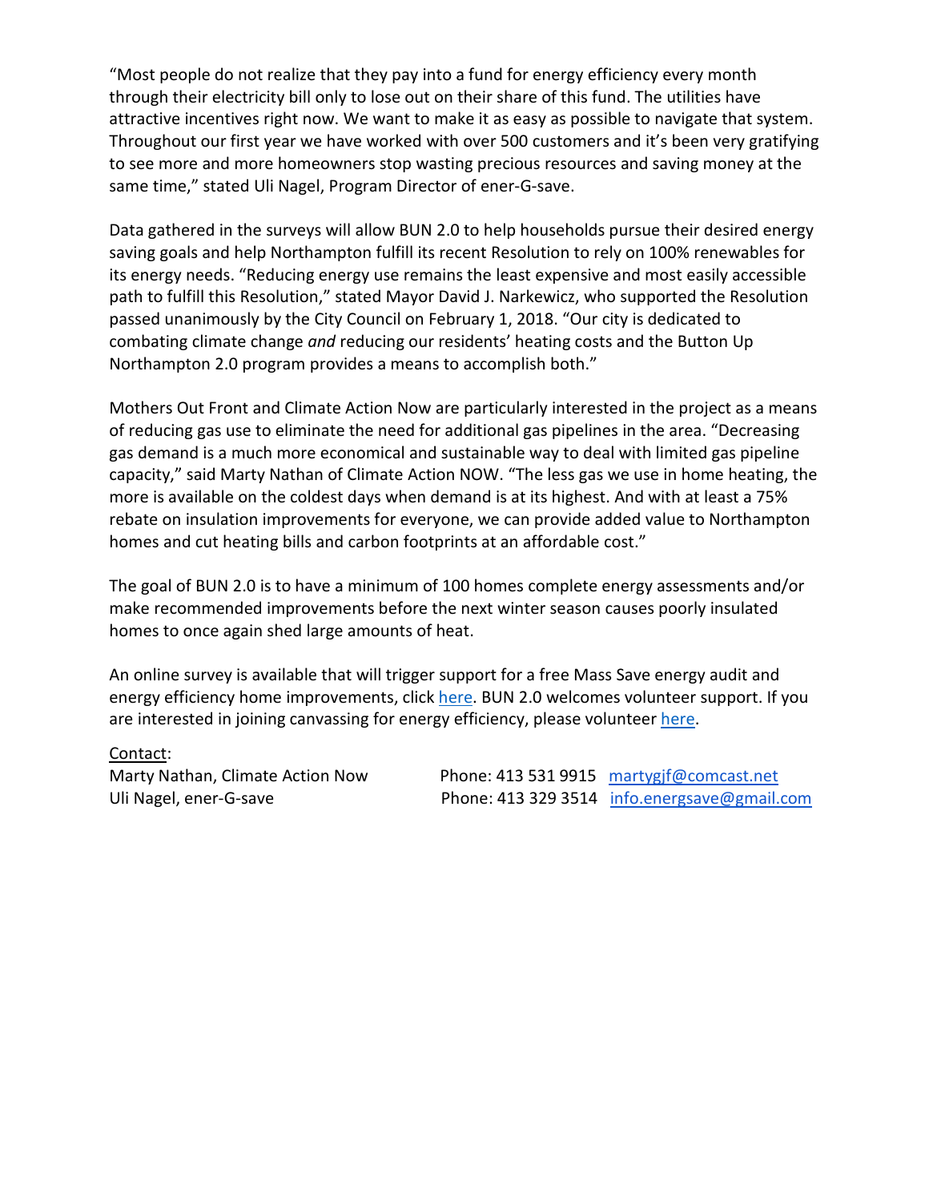"Most people do not realize that they pay into a fund for energy efficiency every month through their electricity bill only to lose out on their share of this fund. The utilities have attractive incentives right now. We want to make it as easy as possible to navigate that system. Throughout our first year we have worked with over 500 customers and it's been very gratifying to see more and more homeowners stop wasting precious resources and saving money at the same time," stated Uli Nagel, Program Director of ener-G-save.

Data gathered in the surveys will allow BUN 2.0 to help households pursue their desired energy saving goals and help Northampton fulfill its recent Resolution to rely on 100% renewables for its energy needs. "Reducing energy use remains the least expensive and most easily accessible path to fulfill this Resolution," stated Mayor David J. Narkewicz, who supported the Resolution passed unanimously by the City Council on February 1, 2018. "Our city is dedicated to combating climate change *and* reducing our residents' heating costs and the Button Up Northampton 2.0 program provides a means to accomplish both."

Mothers Out Front and Climate Action Now are particularly interested in the project as a means of reducing gas use to eliminate the need for additional gas pipelines in the area. "Decreasing gas demand is a much more economical and sustainable way to deal with limited gas pipeline capacity," said Marty Nathan of Climate Action NOW. "The less gas we use in home heating, the more is available on the coldest days when demand is at its highest. And with at least a 75% rebate on insulation improvements for everyone, we can provide added value to Northampton homes and cut heating bills and carbon footprints at an affordable cost."

The goal of BUN 2.0 is to have a minimum of 100 homes complete energy assessments and/or make recommended improvements before the next winter season causes poorly insulated homes to once again shed large amounts of heat.

An online survey is available that will trigger support for a free Mass Save energy audit and energy efficiency home improvements, click here. BUN 2.0 welcomes volunteer support. If you are interested in joining canvassing for energy efficiency, please volunteer here.

Contact:

Marty Nathan, Climate Action Now Phone: 413 531 9915 martygjf@comcast.net
Uli Nagel, ener-G-save Phone: 413 329 3514 info.energsave@gmail.com